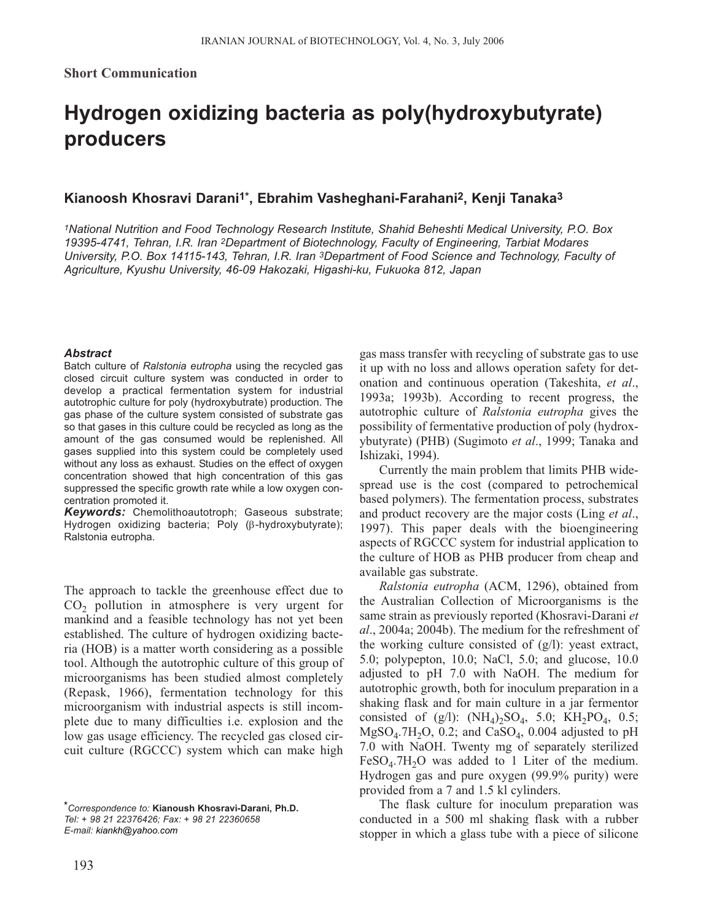**Short Communication**

# Hydrogen oxidizing bacteria as poly(hydroxybutyrate) producers

**Kianoosh Khosravi Darani[1*], Ebrahim Vasheghani-Farahani[2], Kenji Tanaka[3]**

*[1]National Nutrition and Food Technology Research Institute, Shahid Beheshti Medical University, P.O. Box 19395-4741, Tehran, I.R. Iran [2]Department of Biotechnology, Faculty of Engineering, Tarbiat Modares University, P.O. Box 14115-143, Tehran, I.R. Iran [3]Department of Food Science and Technology, Faculty of Agriculture, Kyushu University, 46-09 Hakozaki, Higashi-ku, Fukuoka 812, Japan*

***Abstract***

Batch culture of *Ralstonia eutropha* using the recycled gas closed circuit culture system was conducted in order to develop a practical fermentation system for industrial autotrophic culture for poly (hydroxybutrate) production. The gas phase of the culture system consisted of substrate gas so that gases in this culture could be recycled as long as the amount of the gas consumed would be replenished. All gases supplied into this system could be completely used without any loss as exhaust. Studies on the effect of oxygen concentration showed that high concentration of this gas suppressed the specific growth rate while a low oxygen concentration promoted it.

***Keywords:*** Chemolithoautotroph; Gaseous substrate; Hydrogen oxidizing bacteria; Poly (β-hydroxybutyrate); Ralstonia eutropha.

The approach to tackle the greenhouse effect due to $CO_2$ pollution in atmosphere is very urgent for mankind and a feasible technology has not yet been established. The culture of hydrogen oxidizing bacteria (HOB) is a matter worth considering as a possible tool. Although the autotrophic culture of this group of microorganisms has been studied almost completely (Repask, 1966), fermentation technology for this microorganism with industrial aspects is still incomplete due to many difficulties i.e. explosion and the low gas usage efficiency. The recycled gas closed circuit culture (RGCCC) system which can make high gas mass transfer with recycling of substrate gas to use it up with no loss and allows operation safety for detonation and continuous operation (Takeshita, *et al*., 1993a; 1993b). According to recent progress, the autotrophic culture of *Ralstonia eutropha* gives the possibility of fermentative production of poly (hydroxybutyrate) (PHB) (Sugimoto *et al*., 1999; Tanaka and Ishizaki, 1994).

Currently the main problem that limits PHB widespread use is the cost (compared to petrochemical based polymers). The fermentation process, substrates and product recovery are the major costs (Ling *et al*., 1997). This paper deals with the bioengineering aspects of RGCCC system for industrial application to the culture of HOB as PHB producer from cheap and available gas substrate.

*Ralstonia eutropha* (ACM, 1296), obtained from the Australian Collection of Microorganisms is the same strain as previously reported (Khosravi-Darani *et al*., 2004a; 2004b). The medium for the refreshment of the working culture consisted of (g/l): yeast extract, 5.0; polypepton, 10.0; NaCl, 5.0; and glucose, 10.0 adjusted to pH 7.0 with NaOH. The medium for autotrophic growth, both for inoculum preparation in a shaking flask and for main culture in a jar fermentor consisted of (g/l): $(NH_4)_2SO_4$, 5.0; $KH_2PO_4$, 0.5; $MgSO_4.7H_2O$, 0.2; and $CaSO_4$, 0.004 adjusted to pH 7.0 with NaOH. Twenty mg of separately sterilized $FeSO_4.7H_2O$ was added to 1 Liter of the medium. Hydrogen gas and pure oxygen (99.9% purity) were provided from a 7 and 1.5 kl cylinders.

The flask culture for inoculum preparation was conducted in a 500 ml shaking flask with a rubber stopper in which a glass tube with a piece of silicone

*Correspondence to: **Kianoush Khosravi-Darani, Ph.D.**
*Tel: + 98 21 22376426; Fax: + 98 21 22360658*
*E-mail: kiankh@yahoo.com*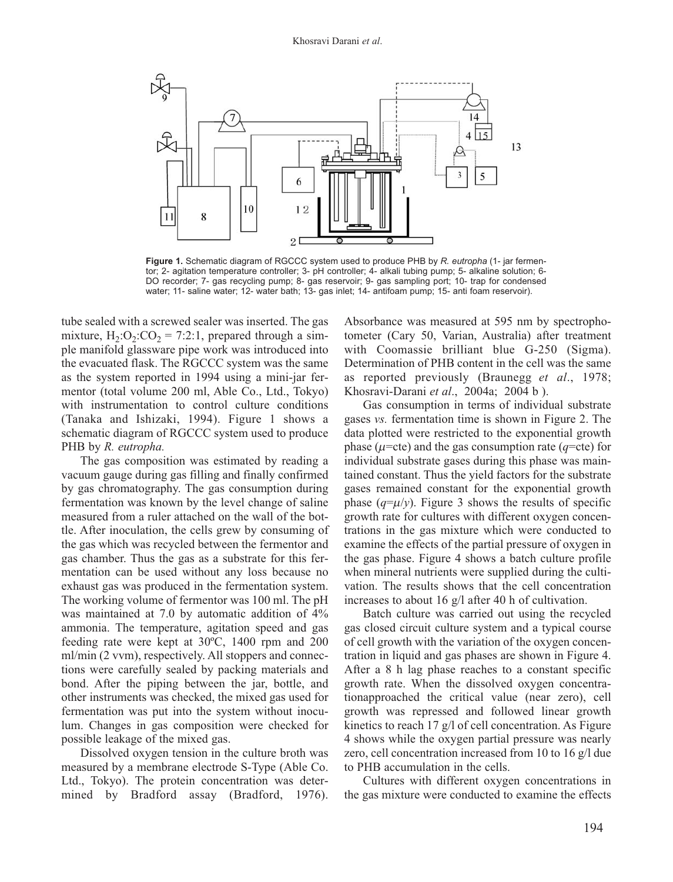1 2

2

Figure 1. Schematic diagram of RGCCC system used to produce PHB by *R. eutropha* (1- jar fermentor; 2- agitation temperature controller; 3- pH controller; 4- alkali tubing pump; 5- alkaline solution; 6- DO recorder; 7- gas recycling pump; 8- gas reservoir; 9- gas sampling port; 10- trap for condensed water; 11- saline water; 12- water bath; 13- gas inlet; 14- antifoam pump; 15- anti foam reservoir).

tube sealed with a screwed sealer was inserted. The gas mixture, $H_2$:$O_2$:$CO_2$ = 7:2:1, prepared through a simple manifold glassware pipe work was introduced into the evacuated flask. The RGCCC system was the same as the system reported in 1994 using a mini-jar fermentor (total volume 200 ml, Able Co., Ltd., Tokyo) with instrumentation to control culture conditions (Tanaka and Ishizaki, 1994). Figure 1 shows a schematic diagram of RGCCC system used to produce PHB by *R. eutropha.*

The gas composition was estimated by reading a vacuum gauge during gas filling and finally confirmed by gas chromatography. The gas consumption during fermentation was known by the level change of saline measured from a ruler attached on the wall of the bottle. After inoculation, the cells grew by consuming of the gas which was recycled between the fermentor and gas chamber. Thus the gas as a substrate for this fermentation can be used without any loss because no exhaust gas was produced in the fermentation system. The working volume of fermentor was 100 ml. The pH was maintained at 7.0 by automatic addition of 4% ammonia. The temperature, agitation speed and gas feeding rate were kept at 30ºC, 1400 rpm and 200 ml/min (2 vvm), respectively. All stoppers and connections were carefully sealed by packing materials and bond. After the piping between the jar, bottle, and other instruments was checked, the mixed gas used for fermentation was put into the system without inoculum. Changes in gas composition were checked for possible leakage of the mixed gas.

Dissolved oxygen tension in the culture broth was measured by a membrane electrode S-Type (Able Co. Ltd., Tokyo). The protein concentration was determined by Bradford assay (Bradford, 1976). Absorbance was measured at 595 nm by spectrophotometer (Cary 50, Varian, Australia) after treatment with Coomassie brilliant blue G-250 (Sigma). Determination of PHB content in the cell was the same as reported previously (Braunegg *et al*., 1978; Khosravi-Darani *et al*., 2004a; 2004 b ).

Gas consumption in terms of individual substrate gases *vs.* fermentation time is shown in Figure 2. The data plotted were restricted to the exponential growth phase ($\mu$=cte) and the gas consumption rate ($q$=cte) for individual substrate gases during this phase was maintained constant. Thus the yield factors for the substrate gases remained constant for the exponential growth phase ($q$=$\mu$/$y$). Figure 3 shows the results of specific growth rate for cultures with different oxygen concentrations in the gas mixture which were conducted to examine the effects of the partial pressure of oxygen in the gas phase. Figure 4 shows a batch culture profile when mineral nutrients were supplied during the cultivation. The results shows that the cell concentration increases to about 16 g/l after 40 h of cultivation.

Batch culture was carried out using the recycled gas closed circuit culture system and a typical course of cell growth with the variation of the oxygen concentration in liquid and gas phases are shown in Figure 4. After a 8 h lag phase reaches to a constant specific growth rate. When the dissolved oxygen concentrationapproached the critical value (near zero), cell growth was repressed and followed linear growth kinetics to reach 17 g/l of cell concentration. As Figure 4 shows while the oxygen partial pressure was nearly zero, cell concentration increased from 10 to 16 g/l due to PHB accumulation in the cells.

Cultures with different oxygen concentrations in the gas mixture were conducted to examine the effects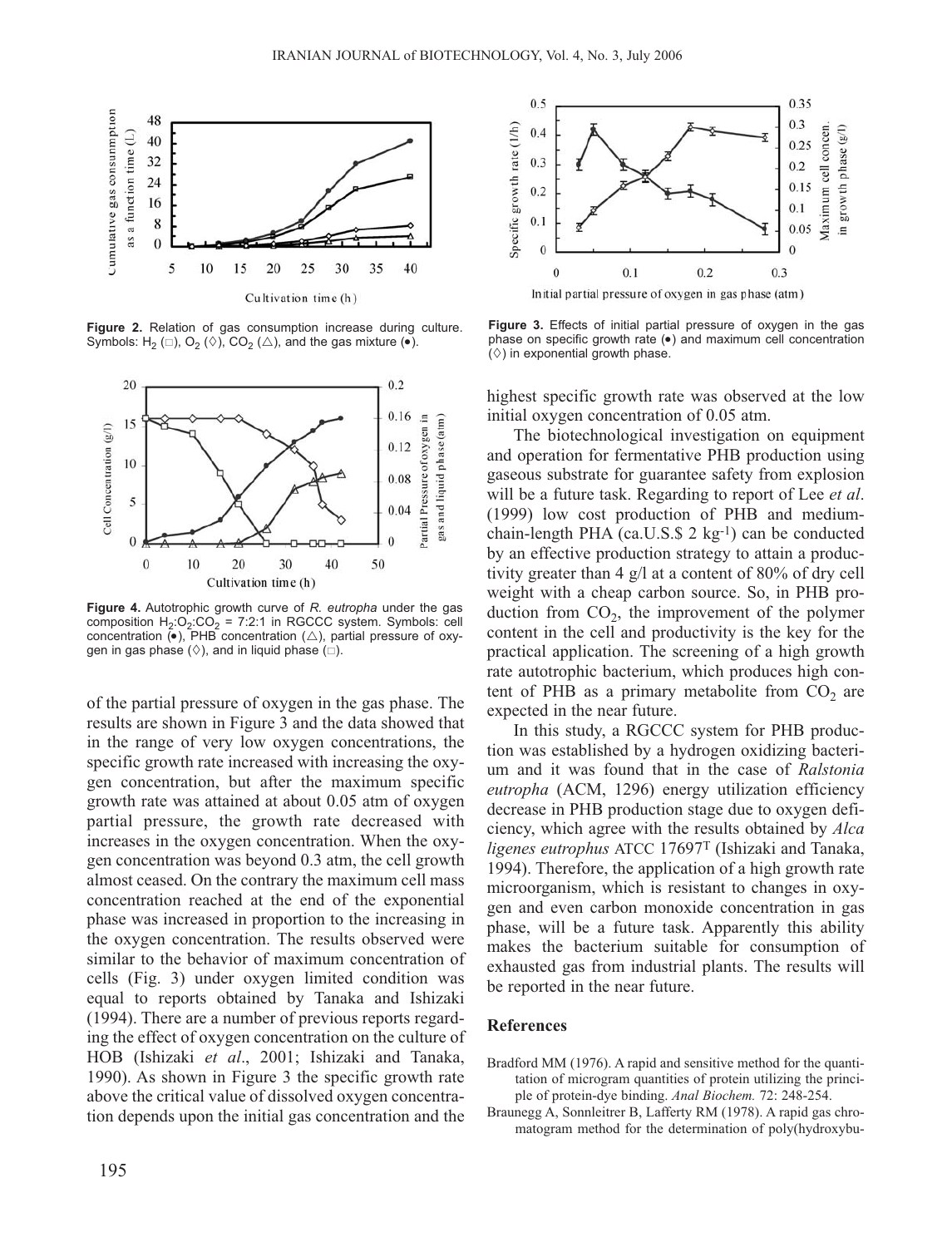Cumulative gas consumption as a function time (L)

48
40
32
24
16
8
0

5 10 15 20 25 30 35 40

Cultivation time (h)

**Figure 2.** Relation of gas consumption increase during culture. Symbols: $H_2$ (□), $O_2$ (◊), $CO_2$ (△), and the gas mixture (•).

Cell Concentration (g/l)

Partial Pressure of oxygen in gas and liquid phase (atm)

20
15
10
5
0

0.2
0.16
0.12
0.08
0.04
0

0 10 20 30 40 50

Cultivation time (h)

**Figure 4.** Autotrophic growth curve of *R. eutropha* under the gas composition $H_2$:$O_2$:$CO_2$ = 7:2:1 in RGCCC system. Symbols: cell concentration (•), PHB concentration (△), partial pressure of oxygen in gas phase (◊), and in liquid phase (□).

of the partial pressure of oxygen in the gas phase. The results are shown in Figure 3 and the data showed that in the range of very low oxygen concentrations, the specific growth rate increased with increasing the oxygen concentration, but after the maximum specific growth rate was attained at about 0.05 atm of oxygen partial pressure, the growth rate decreased with increases in the oxygen concentration. When the oxygen concentration was beyond 0.3 atm, the cell growth almost ceased. On the contrary the maximum cell mass concentration reached at the end of the exponential phase was increased in proportion to the increasing in the oxygen concentration. The results observed were similar to the behavior of maximum concentration of cells (Fig. 3) under oxygen limited condition was equal to reports obtained by Tanaka and Ishizaki (1994). There are a number of previous reports regarding the effect of oxygen concentration on the culture of HOB (Ishizaki *et al*., 2001; Ishizaki and Tanaka, 1990). As shown in Figure 3 the specific growth rate above the critical value of dissolved oxygen concentration depends upon the initial gas concentration and the

Specific growth rate (1/h)

Maximum cell concen. in growth phase (g/l)

0.5
0.4
0.3
0.2
0.1
0

0.35
0.3
0.25
0.2
0.15
0.1
0.05
0

0 0.1 0.2 0.3

Initial partial pressure of oxygen in gas phase (atm)

**Figure 3.** Effects of initial partial pressure of oxygen in the gas phase on specific growth rate (•) and maximum cell concentration (◊) in exponential growth phase.

highest specific growth rate was observed at the low initial oxygen concentration of 0.05 atm.

The biotechnological investigation on equipment and operation for fermentative PHB production using gaseous substrate for guarantee safety from explosion will be a future task. Regarding to report of Lee *et al*. (1999) low cost production of PHB and medium-chain-length PHA (ca.U.S.$ 2 $kg^{-1}$) can be conducted by an effective production strategy to attain a productivity greater than 4 g/l at a content of 80% of dry cell weight with a cheap carbon source. So, in PHB production from $CO_2$, the improvement of the polymer content in the cell and productivity is the key for the practical application. The screening of a high growth rate autotrophic bacterium, which produces high content of PHB as a primary metabolite from $CO_2$ are expected in the near future.

In this study, a RGCCC system for PHB production was established by a hydrogen oxidizing bacterium and it was found that in the case of *Ralstonia eutropha* (ACM, 1296) energy utilization efficiency decrease in PHB production stage due to oxygen deficiency, which agree with the results obtained by *Alcaligenes eutrophus* ATCC 17697[T] (Ishizaki and Tanaka, 1994). Therefore, the application of a high growth rate microorganism, which is resistant to changes in oxygen and even carbon monoxide concentration in gas phase, will be a future task. Apparently this ability makes the bacterium suitable for consumption of exhausted gas from industrial plants. The results will be reported in the near future.

## References

Bradford MM (1976). A rapid and sensitive method for the quantitation of microgram quantities of protein utilizing the principle of protein-dye binding. *Anal Biochem.* 72: 248-254.

Braunegg A, Sonnleitrer B, Lafferty RM (1978). A rapid gas chromatogram method for the determination of poly(hydroxybu-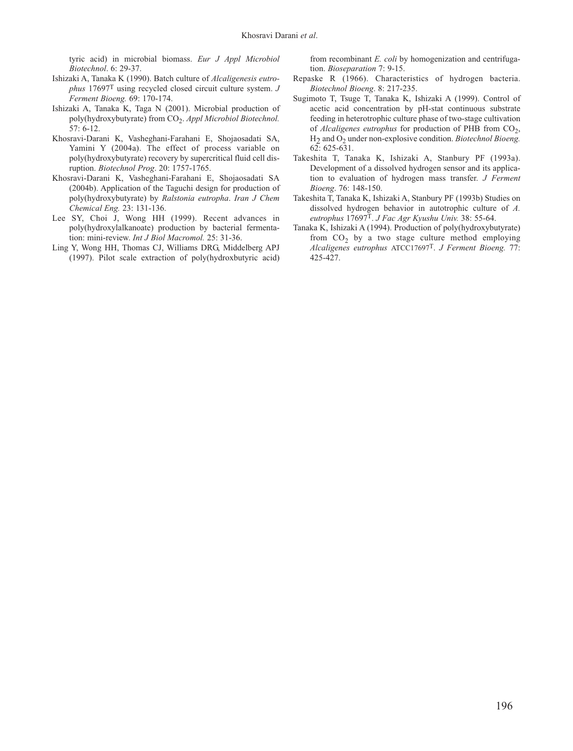tyric acid) in microbial biomass. *Eur J Appl Microbiol Biotechnol*. 6: 29-37.

Ishizaki A, Tanaka K (1990). Batch culture of *Alcaligenesis eutrophus* $17697^T$ using recycled closed circuit culture system. *J Ferment Bioeng.* 69: 170-174.

Ishizaki A, Tanaka K, Taga N (2001). Microbial production of poly(hydroxybutyrate) from $CO_2$. *Appl Microbiol Biotechnol.* 57: 6-12.

Khosravi-Darani K, Vasheghani-Farahani E, Shojaosadati SA, Yamini Y (2004a). The effect of process variable on poly(hydroxybutyrate) recovery by supercritical fluid cell disruption. *Biotechnol Prog*. 20: 1757-1765.

Khosravi-Darani K, Vasheghani-Farahani E, Shojaosadati SA (2004b). Application of the Taguchi design for production of poly(hydroxybutyrate) by *Ralstonia eutropha*. *Iran J Chem Chemical Eng.* 23: 131-136.

Lee SY, Choi J, Wong HH (1999). Recent advances in poly(hydroxylalkanoate) production by bacterial fermentation: mini-review. *Int J Biol Macromol.* 25: 31-36.

Ling Y, Wong HH, Thomas CJ, Williams DRG, Middelberg APJ (1997). Pilot scale extraction of poly(hydroxbutyric acid) from recombinant *E. coli* by homogenization and centrifugation. *Bioseparation* 7: 9-15.

Repaske R (1966). Characteristics of hydrogen bacteria. *Biotechnol Bioeng*. 8: 217-235.

Sugimoto T, Tsuge T, Tanaka K, Ishizaki A (1999). Control of acetic acid concentration by pH-stat continuous substrate feeding in heterotrophic culture phase of two-stage cultivation of *Alcaligenes eutrophus* for production of PHB from $CO_2$, $H_2$ and $O_2$ under non-explosive condition. *Biotechnol Bioeng.* 62: 625-631.

Takeshita T, Tanaka K, Ishizaki A, Stanbury PF (1993a). Development of a dissolved hydrogen sensor and its application to evaluation of hydrogen mass transfer. *J Ferment Bioeng*. 76: 148-150.

Takeshita T, Tanaka K, Ishizaki A, Stanbury PF (1993b) Studies on dissolved hydrogen behavior in autotrophic culture of *A. eutrophus* $17697^T$. *J Fac Agr Kyushu Univ.* 38: 55-64.

Tanaka K, Ishizaki A (1994). Production of poly(hydroxybutyrate) from $CO_2$ by a two stage culture method employing *Alcaligenes eutrophus* ATCC$17697^T$. *J Ferment Bioeng.* 77: 425-427.